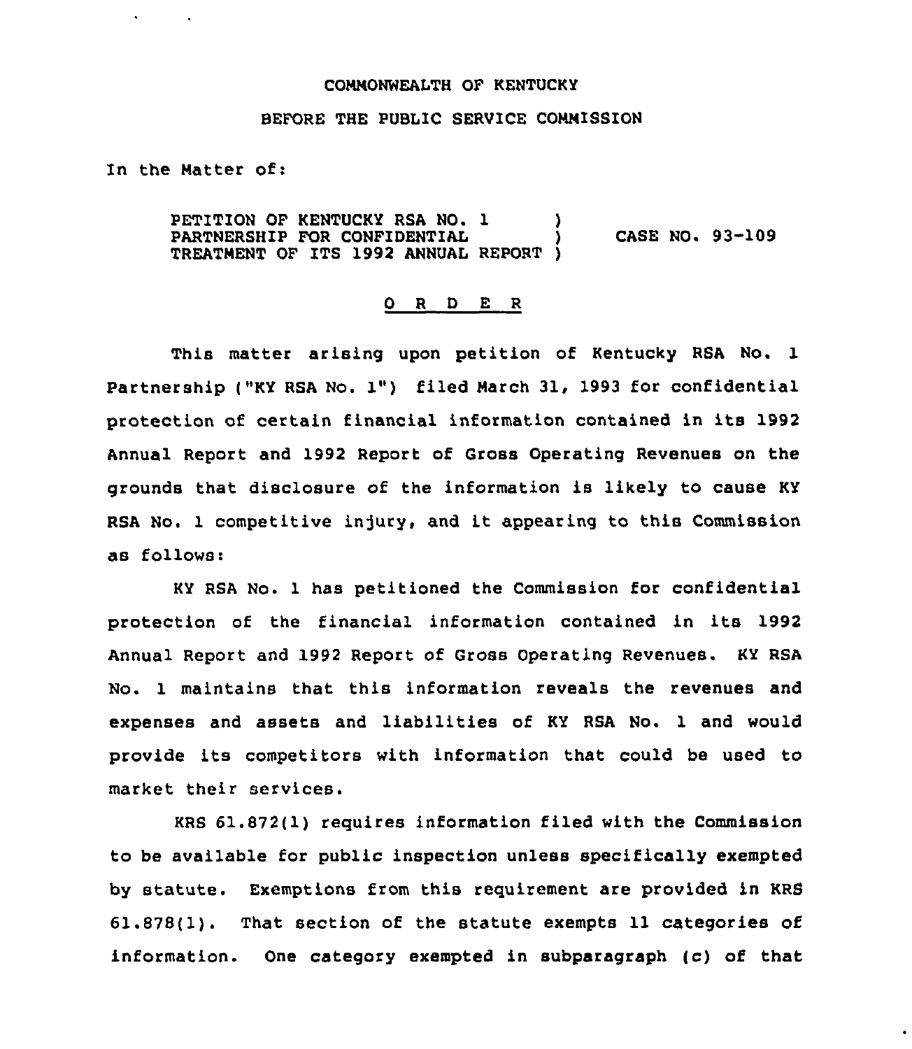COMMONWEALTH OF KENTUCKY

BEFORE THE PUBLIC SERVICE COMMISSION

In the Matter of:

| | | |
|---|---|---|
| PETITION OF KENTUCKY RSA NO. 1 PARTNERSHIP FOR CONFIDENTIAL TREATMENT OF ITS 1992 ANNUAL REPORT | ) ) ) | CASE NO. 93-109 |

<u>O R D E R</u>

This matter arising upon petition of Kentucky RSA No. 1 Partnership ("KY RSA No. 1") filed March 31, 1993 for confidential protection of certain financial information contained in its 1992 Annual Report and 1992 Report of Gross Operating Revenues on the grounds that disclosure of the information is likely to cause KY RSA No. 1 competitive injury, and it appearing to this Commission as follows:

KY RSA No. 1 has petitioned the Commission for confidential protection of the financial information contained in its 1992 Annual Report and 1992 Report of Gross Operating Revenues. KY RSA No. 1 maintains that this information reveals the revenues and expenses and assets and liabilities of KY RSA No. 1 and would provide its competitors with information that could be used to market their services.

KRS 61.872(1) requires information filed with the Commission to be available for public inspection unless specifically exempted by statute. Exemptions from this requirement are provided in KRS 61.878(1). That section of the statute exempts 11 categories of information. One category exempted in subparagraph (c) of that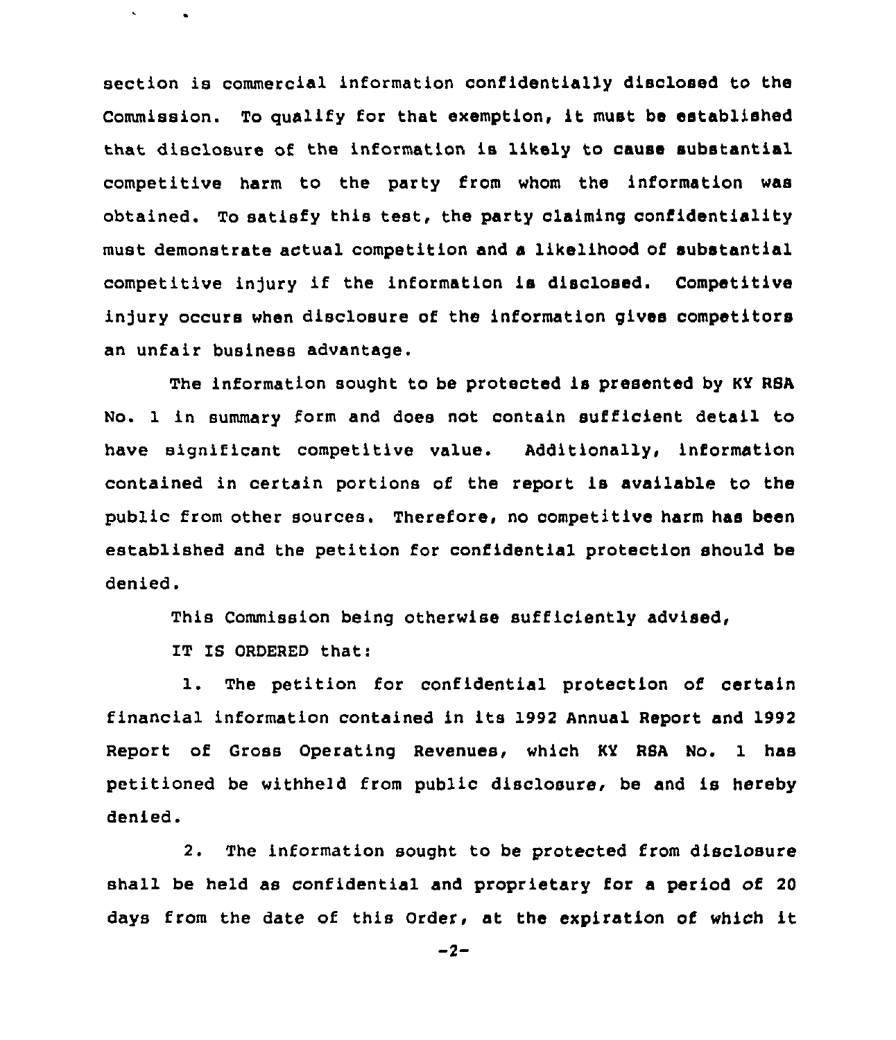section is commercial information confidentially disclosed to the Commission. To qualify for that exemption, it must be established that disclosure of the information is likely to cause substantial competitive harm to the party from whom the information was obtained. To satisfy this test, the party claiming confidentiality must demonstrate actual competition and a likelihood of substantial competitive injury if the information is disclosed. Competitive injury occurs when disclosure of the information gives competitors an unfair business advantage.

The information sought to be protected is presented by KY RSA No. 1 in summary form and does not contain sufficient detail to have significant competitive value. Additionally, information contained in certain portions of the report is available to the public from other sources. Therefore, no competitive harm has been established and the petition for confidential protection should be denied.

This Commission being otherwise sufficiently advised,

IT IS ORDERED that:

1. The petition for confidential protection of certain financial information contained in its 1992 Annual Report and 1992 Report of Gross Operating Revenues, which KY RSA No. 1 has petitioned be withheld from public disclosure, be and is hereby denied.

2. The information sought to be protected from disclosure shall be held as confidential and proprietary for a period of 20 days from the date of this Order, at the expiration of which it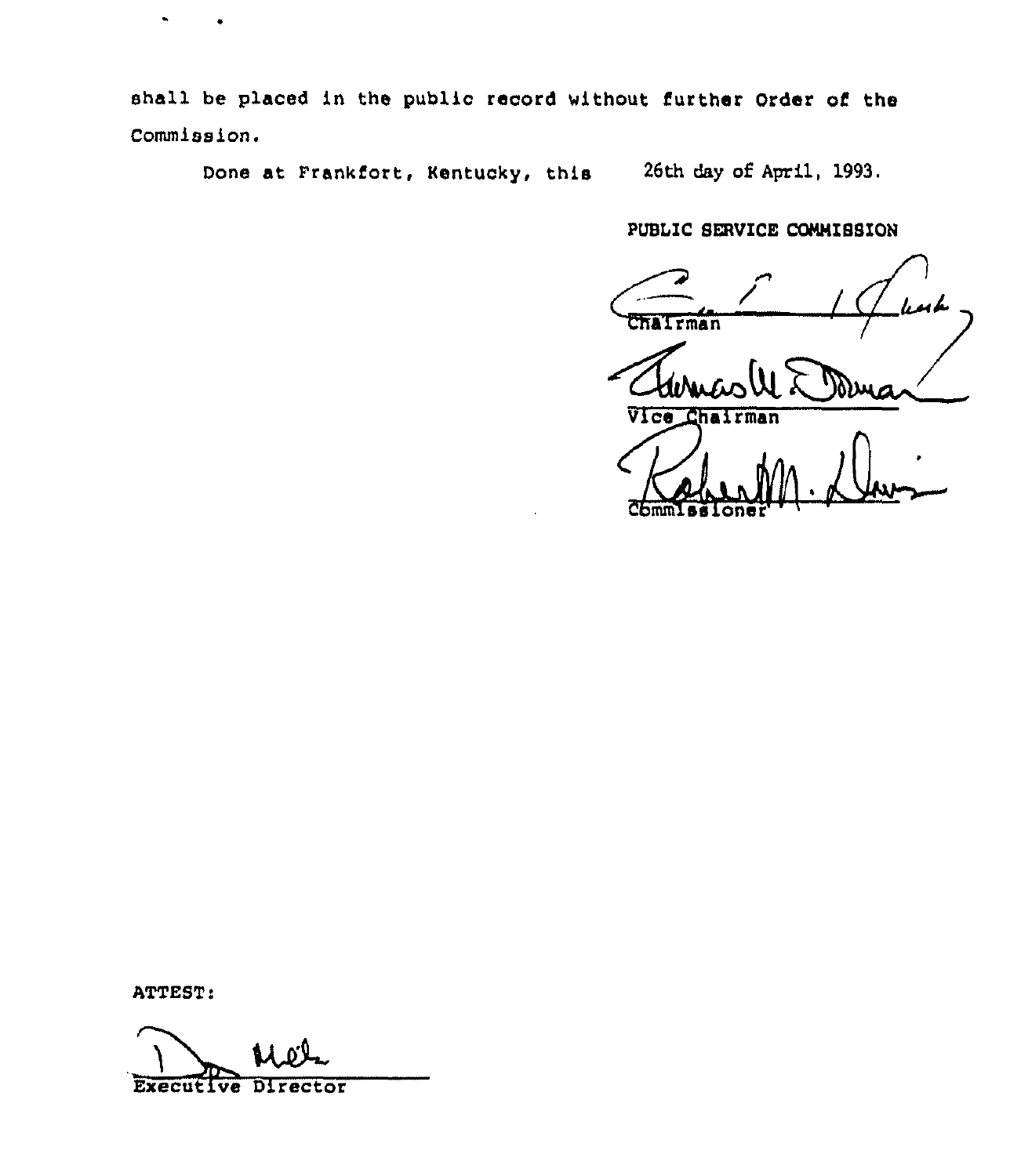shall be placed in the public record without further Order of the Commission.

Done at Frankfort, Kentucky, this 26th day of April, 1993.

PUBLIC SERVICE COMMISSION

Chairman

Vice Chairman

Commissioner

ATTEST:

Executive Director